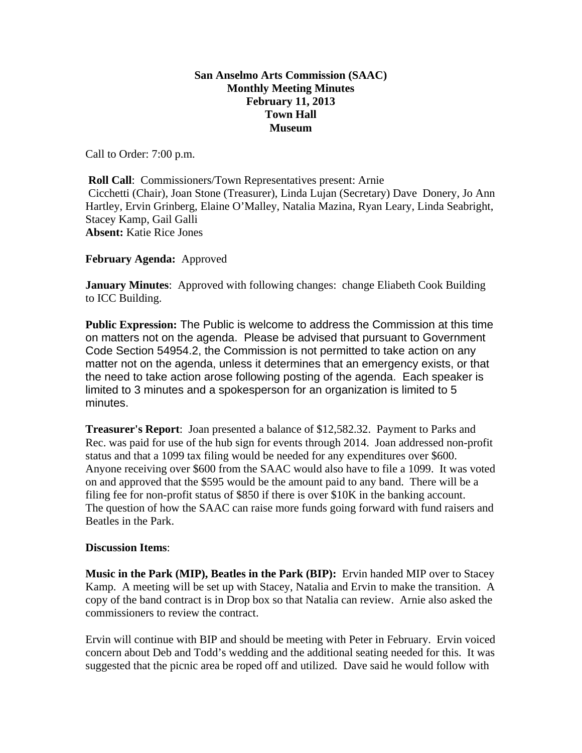**San Anselmo Arts Commission (SAAC)**
**Monthly Meeting Minutes**
**February 11, 2013**
**Town Hall**
**Museum**

Call to Order: 7:00 p.m.

**Roll Call**: Commissioners/Town Representatives present: Arnie Cicchetti (Chair), Joan Stone (Treasurer), Linda Lujan (Secretary) Dave Donery, Jo Ann Hartley, Ervin Grinberg, Elaine O'Malley, Natalia Mazina, Ryan Leary, Linda Seabright, Stacey Kamp, Gail Galli
**Absent:** Katie Rice Jones

**February Agenda:** Approved

**January Minutes**: Approved with following changes: change Eliabeth Cook Building to ICC Building.

**Public Expression:** The Public is welcome to address the Commission at this time on matters not on the agenda. Please be advised that pursuant to Government Code Section 54954.2, the Commission is not permitted to take action on any matter not on the agenda, unless it determines that an emergency exists, or that the need to take action arose following posting of the agenda. Each speaker is limited to 3 minutes and a spokesperson for an organization is limited to 5 minutes.

**Treasurer's Report**: Joan presented a balance of $12,582.32. Payment to Parks and Rec. was paid for use of the hub sign for events through 2014. Joan addressed non-profit status and that a 1099 tax filing would be needed for any expenditures over $600. Anyone receiving over $600 from the SAAC would also have to file a 1099. It was voted on and approved that the $595 would be the amount paid to any band. There will be a filing fee for non-profit status of $850 if there is over $10K in the banking account. The question of how the SAAC can raise more funds going forward with fund raisers and Beatles in the Park.

**Discussion Items**:

**Music in the Park (MIP), Beatles in the Park (BIP):** Ervin handed MIP over to Stacey Kamp. A meeting will be set up with Stacey, Natalia and Ervin to make the transition. A copy of the band contract is in Drop box so that Natalia can review. Arnie also asked the commissioners to review the contract.

Ervin will continue with BIP and should be meeting with Peter in February. Ervin voiced concern about Deb and Todd's wedding and the additional seating needed for this. It was suggested that the picnic area be roped off and utilized. Dave said he would follow with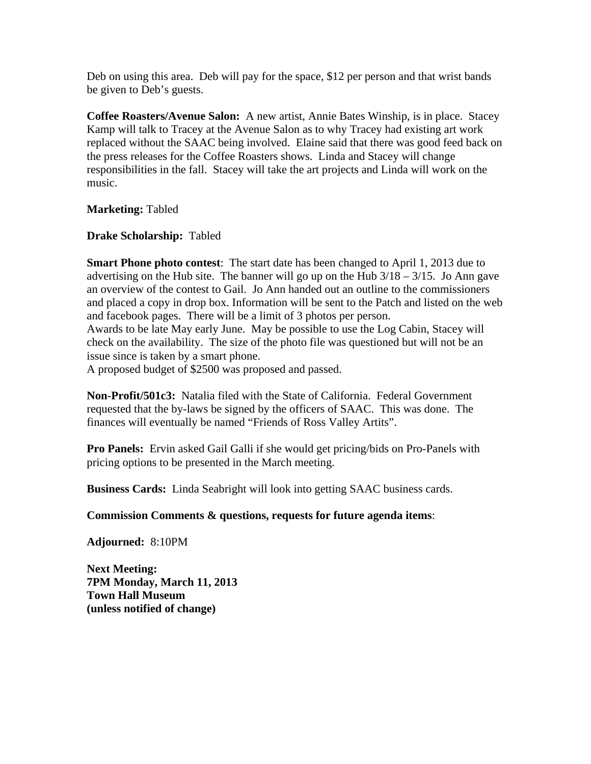Deb on using this area. Deb will pay for the space, $12 per person and that wrist bands be given to Deb's guests.

**Coffee Roasters/Avenue Salon:** A new artist, Annie Bates Winship, is in place. Stacey Kamp will talk to Tracey at the Avenue Salon as to why Tracey had existing art work replaced without the SAAC being involved. Elaine said that there was good feed back on the press releases for the Coffee Roasters shows. Linda and Stacey will change responsibilities in the fall. Stacey will take the art projects and Linda will work on the music.

**Marketing:** Tabled

**Drake Scholarship:** Tabled

**Smart Phone photo contest**: The start date has been changed to April 1, 2013 due to advertising on the Hub site. The banner will go up on the Hub 3/18 – 3/15. Jo Ann gave an overview of the contest to Gail. Jo Ann handed out an outline to the commissioners and placed a copy in drop box. Information will be sent to the Patch and listed on the web and facebook pages. There will be a limit of 3 photos per person.
Awards to be late May early June. May be possible to use the Log Cabin, Stacey will check on the availability. The size of the photo file was questioned but will not be an issue since is taken by a smart phone.
A proposed budget of $2500 was proposed and passed.

**Non-Profit/501c3:** Natalia filed with the State of California. Federal Government requested that the by-laws be signed by the officers of SAAC. This was done. The finances will eventually be named "Friends of Ross Valley Artits".

**Pro Panels:** Ervin asked Gail Galli if she would get pricing/bids on Pro-Panels with pricing options to be presented in the March meeting.

**Business Cards:** Linda Seabright will look into getting SAAC business cards.

**Commission Comments & questions, requests for future agenda items**:

**Adjourned:** 8:10PM

**Next Meeting:**
**7PM Monday, March 11, 2013**
**Town Hall Museum**
**(unless notified of change)**